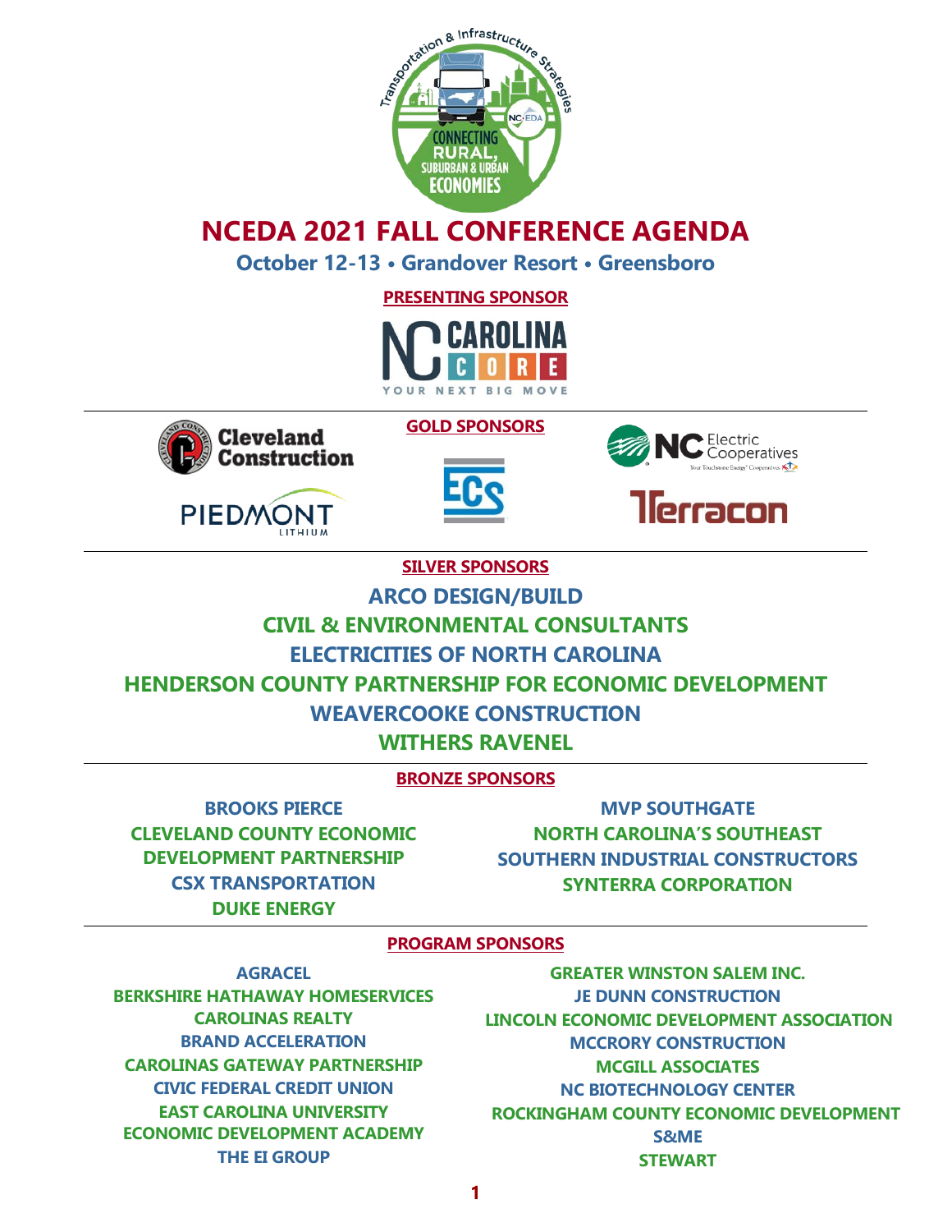# NCEDA 2021 FALL CONFERENCE AGENDA

**October 12-13 • Grandover Resort • Greensboro**

## PRESENTING SPONSOR

NC CAROLINA CORE — YOUR NEXT BIG MOVE

## GOLD SPONSORS

Cleveland Construction

Piedmont Lithium

ECS

NC Electric Cooperatives

Terracon

## SILVER SPONSORS

ARCO DESIGN/BUILD
CIVIL & ENVIRONMENTAL CONSULTANTS
ELECTRICITIES OF NORTH CAROLINA
HENDERSON COUNTY PARTNERSHIP FOR ECONOMIC DEVELOPMENT
WEAVERCOOKE CONSTRUCTION
WITHERS RAVENEL

## BRONZE SPONSORS

BROOKS PIERCE
CLEVELAND COUNTY ECONOMIC DEVELOPMENT PARTNERSHIP
CSX TRANSPORTATION
DUKE ENERGY
MVP SOUTHGATE
NORTH CAROLINA'S SOUTHEAST
SOUTHERN INDUSTRIAL CONSTRUCTORS
SYNTERRA CORPORATION

## PROGRAM SPONSORS

AGRACEL
BERKSHIRE HATHAWAY HOMESERVICES CAROLINAS REALTY
BRAND ACCELERATION
CAROLINAS GATEWAY PARTNERSHIP
CIVIC FEDERAL CREDIT UNION
EAST CAROLINA UNIVERSITY ECONOMIC DEVELOPMENT ACADEMY
THE EI GROUP
GREATER WINSTON SALEM INC.
JE DUNN CONSTRUCTION
LINCOLN ECONOMIC DEVELOPMENT ASSOCIATION
MCCRORY CONSTRUCTION
MCGILL ASSOCIATES
NC BIOTECHNOLOGY CENTER
ROCKINGHAM COUNTY ECONOMIC DEVELOPMENT
S&ME
STEWART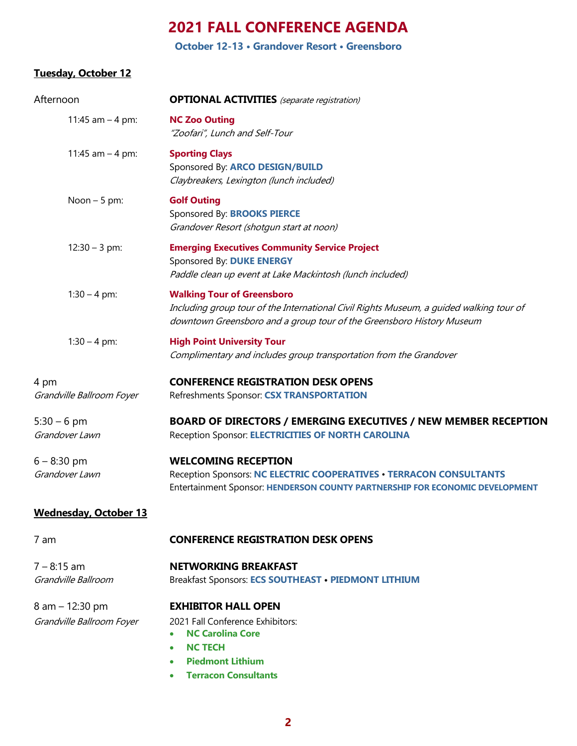# 2021 FALL CONFERENCE AGENDA

**October 12-13 • Grandover Resort • Greensboro**

## Tuesday, October 12

Afternoon — **OPTIONAL ACTIVITIES** *(separate registration)*

11:45 am – 4 pm: **NC Zoo Outing**
*"Zoofari", Lunch and Self-Tour*

11:45 am – 4 pm: **Sporting Clays**
Sponsored By: **ARCO DESIGN/BUILD**
*Claybreakers, Lexington (lunch included)*

Noon – 5 pm: **Golf Outing**
Sponsored By: **BROOKS PIERCE**
*Grandover Resort (shotgun start at noon)*

12:30 – 3 pm: **Emerging Executives Community Service Project**
Sponsored By: **DUKE ENERGY**
*Paddle clean up event at Lake Mackintosh (lunch included)*

1:30 – 4 pm: **Walking Tour of Greensboro**
*Including group tour of the International Civil Rights Museum, a guided walking tour of downtown Greensboro and a group tour of the Greensboro History Museum*

1:30 – 4 pm: **High Point University Tour**
*Complimentary and includes group transportation from the Grandover*

4 pm
*Grandville Ballroom Foyer*
**CONFERENCE REGISTRATION DESK OPENS**
Refreshments Sponsor: **CSX TRANSPORTATION**

5:30 – 6 pm
*Grandover Lawn*
**BOARD OF DIRECTORS / EMERGING EXECUTIVES / NEW MEMBER RECEPTION**
Reception Sponsor: **ELECTRICITIES OF NORTH CAROLINA**

6 – 8:30 pm
*Grandover Lawn*
**WELCOMING RECEPTION**
Reception Sponsors: **NC ELECTRIC COOPERATIVES** • **TERRACON CONSULTANTS**
Entertainment Sponsor: **HENDERSON COUNTY PARTNERSHIP FOR ECONOMIC DEVELOPMENT**

## Wednesday, October 13

7 am
**CONFERENCE REGISTRATION DESK OPENS**

7 – 8:15 am
*Grandville Ballroom*
**NETWORKING BREAKFAST**
Breakfast Sponsors: **ECS SOUTHEAST** • **PIEDMONT LITHIUM**

8 am – 12:30 pm
*Grandville Ballroom Foyer*
**EXHIBITOR HALL OPEN**
2021 Fall Conference Exhibitors:

- **NC Carolina Core**
- **NC TECH**
- **Piedmont Lithium**
- **Terracon Consultants**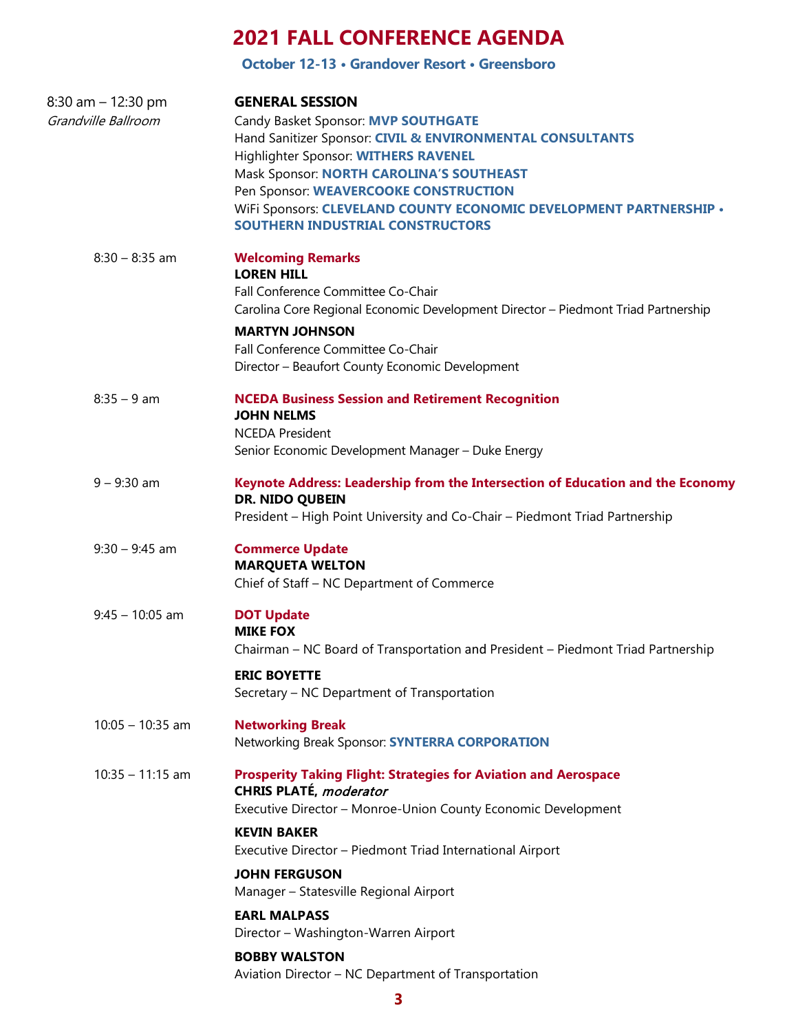# 2021 FALL CONFERENCE AGENDA

**October 12-13 • Grandover Resort • Greensboro**

8:30 am – 12:30 pm
*Grandville Ballroom*

**GENERAL SESSION**

Candy Basket Sponsor: **MVP SOUTHGATE**
Hand Sanitizer Sponsor: **CIVIL & ENVIRONMENTAL CONSULTANTS**
Highlighter Sponsor: **WITHERS RAVENEL**
Mask Sponsor: **NORTH CAROLINA'S SOUTHEAST**
Pen Sponsor: **WEAVERCOOKE CONSTRUCTION**
WiFi Sponsors: **CLEVELAND COUNTY ECONOMIC DEVELOPMENT PARTNERSHIP • SOUTHERN INDUSTRIAL CONSTRUCTORS**

8:30 – 8:35 am

**Welcoming Remarks**
**LOREN HILL**
Fall Conference Committee Co-Chair
Carolina Core Regional Economic Development Director – Piedmont Triad Partnership

**MARTYN JOHNSON**
Fall Conference Committee Co-Chair
Director – Beaufort County Economic Development

8:35 – 9 am

**NCEDA Business Session and Retirement Recognition**
**JOHN NELMS**
NCEDA President
Senior Economic Development Manager – Duke Energy

9 – 9:30 am

**Keynote Address: Leadership from the Intersection of Education and the Economy**
**DR. NIDO QUBEIN**
President – High Point University and Co-Chair – Piedmont Triad Partnership

9:30 – 9:45 am

**Commerce Update**
**MARQUETA WELTON**
Chief of Staff – NC Department of Commerce

9:45 – 10:05 am

**DOT Update**
**MIKE FOX**
Chairman – NC Board of Transportation and President – Piedmont Triad Partnership

**ERIC BOYETTE**
Secretary – NC Department of Transportation

10:05 – 10:35 am

**Networking Break**
Networking Break Sponsor: **SYNTERRA CORPORATION**

10:35 – 11:15 am

**Prosperity Taking Flight: Strategies for Aviation and Aerospace**
**CHRIS PLATÉ**, *moderator*
Executive Director – Monroe-Union County Economic Development

**KEVIN BAKER**
Executive Director – Piedmont Triad International Airport

**JOHN FERGUSON**
Manager – Statesville Regional Airport

**EARL MALPASS**
Director – Washington-Warren Airport

**BOBBY WALSTON**
Aviation Director – NC Department of Transportation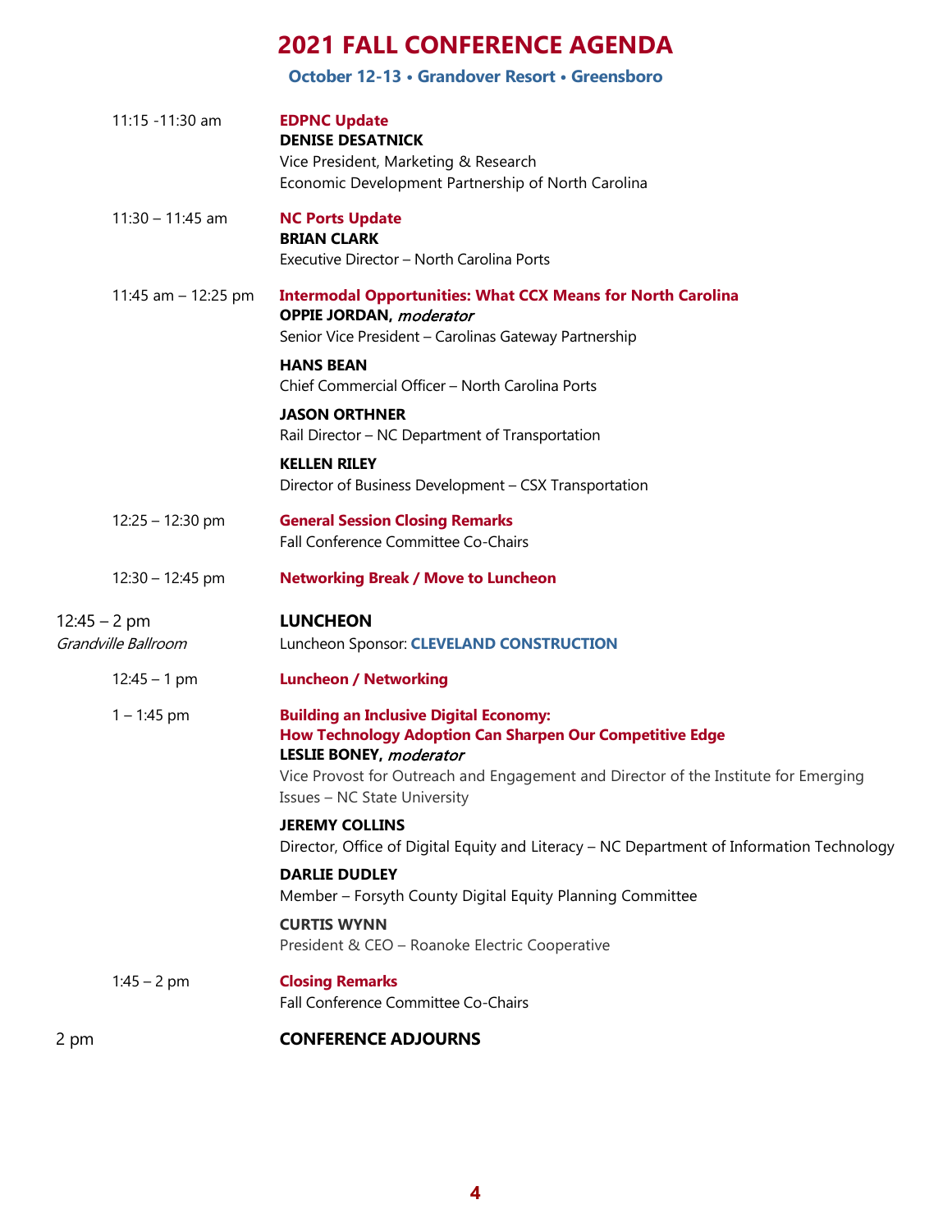# 2021 FALL CONFERENCE AGENDA

**October 12-13 • Grandover Resort • Greensboro**

11:15 -11:30 am

**EDPNC Update**
**DENISE DESATNICK**
Vice President, Marketing & Research
Economic Development Partnership of North Carolina

11:30 – 11:45 am

**NC Ports Update**
**BRIAN CLARK**
Executive Director – North Carolina Ports

11:45 am – 12:25 pm

**Intermodal Opportunities: What CCX Means for North Carolina**
**OPPIE JORDAN**, *moderator*
Senior Vice President – Carolinas Gateway Partnership

**HANS BEAN**
Chief Commercial Officer – North Carolina Ports

**JASON ORTHNER**
Rail Director – NC Department of Transportation

**KELLEN RILEY**
Director of Business Development – CSX Transportation

12:25 – 12:30 pm

**General Session Closing Remarks**
Fall Conference Committee Co-Chairs

12:30 – 12:45 pm

**Networking Break / Move to Luncheon**

12:45 – 2 pm
*Grandville Ballroom*

**LUNCHEON**
Luncheon Sponsor: **CLEVELAND CONSTRUCTION**

12:45 – 1 pm

**Luncheon / Networking**

1 – 1:45 pm

**Building an Inclusive Digital Economy:**
**How Technology Adoption Can Sharpen Our Competitive Edge**
**LESLIE BONEY**, *moderator*
Vice Provost for Outreach and Engagement and Director of the Institute for Emerging Issues – NC State University

**JEREMY COLLINS**
Director, Office of Digital Equity and Literacy – NC Department of Information Technology

**DARLIE DUDLEY**
Member – Forsyth County Digital Equity Planning Committee

**CURTIS WYNN**
President & CEO – Roanoke Electric Cooperative

1:45 – 2 pm

**Closing Remarks**
Fall Conference Committee Co-Chairs

2 pm

**CONFERENCE ADJOURNS**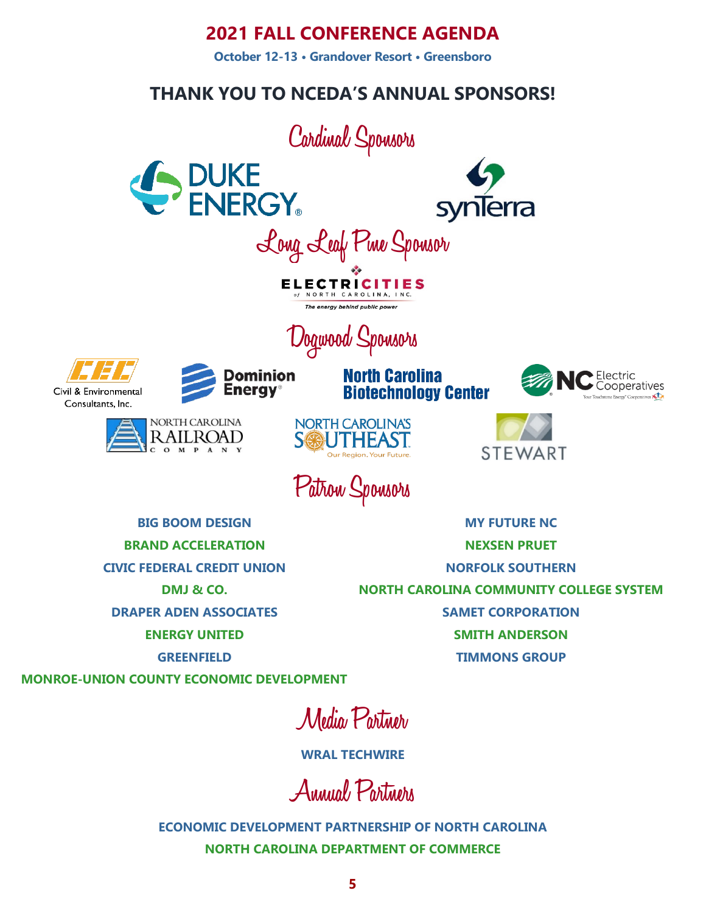# 2021 FALL CONFERENCE AGENDA

**October 12-13 • Grandover Resort • Greensboro**

## THANK YOU TO NCEDA'S ANNUAL SPONSORS!

### Cardinal Sponsors

DUKE ENERGY

synTerra

### Long Leaf Pine Sponsor

ELECTRICITIES of NORTH CAROLINA, INC.

*The energy behind public power*

### Dogwood Sponsors

CEC Civil & Environmental Consultants, Inc.

Dominion Energy

North Carolina Biotechnology Center

NC Electric Cooperatives

NORTH CAROLINA RAILROAD COMPANY

NORTH CAROLINA'S SOUTHEAST Our Region. Your Future.

STEWART

### Patron Sponsors

**BIG BOOM DESIGN**

**BRAND ACCELERATION**

**CIVIC FEDERAL CREDIT UNION**

**DMJ & CO.**

**DRAPER ADEN ASSOCIATES**

**ENERGY UNITED**

**GREENFIELD**

**MONROE-UNION COUNTY ECONOMIC DEVELOPMENT**

**MY FUTURE NC**

**NEXSEN PRUET**

**NORFOLK SOUTHERN**

**NORTH CAROLINA COMMUNITY COLLEGE SYSTEM**

**SAMET CORPORATION**

**SMITH ANDERSON**

**TIMMONS GROUP**

### Media Partner

**WRAL TECHWIRE**

### Annual Partners

**ECONOMIC DEVELOPMENT PARTNERSHIP OF NORTH CAROLINA**

**NORTH CAROLINA DEPARTMENT OF COMMERCE**